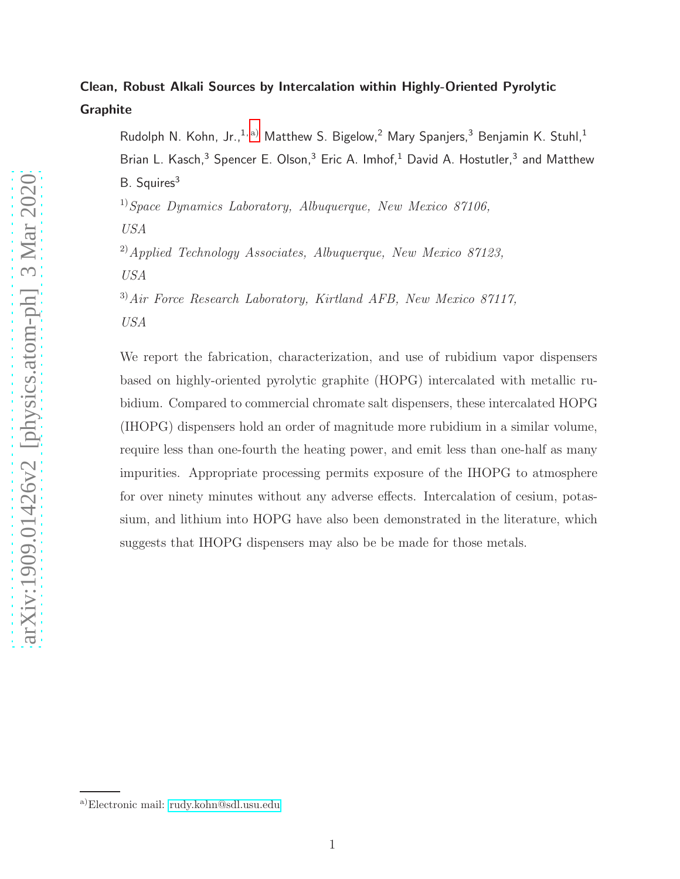# Clean, Robust Alkali Sources by Intercalation within Highly-Oriented Pyrolytic Graphite

Rudolph N. Kohn, Jr.,[1,a] Matthew S. Bigelow,[2] Mary Spanjers,[3] Benjamin K. Stuhl,[1] Brian L. Kasch,[3] Spencer E. Olson,[3] Eric A. Imhof,[1] David A. Hostutler,[3] and Matthew B. Squires[3]

[1]*Space Dynamics Laboratory, Albuquerque, New Mexico 87106, USA*

[2]*Applied Technology Associates, Albuquerque, New Mexico 87123, USA*

[3]*Air Force Research Laboratory, Kirtland AFB, New Mexico 87117, USA*

We report the fabrication, characterization, and use of rubidium vapor dispensers based on highly-oriented pyrolytic graphite (HOPG) intercalated with metallic rubidium. Compared to commercial chromate salt dispensers, these intercalated HOPG (IHOPG) dispensers hold an order of magnitude more rubidium in a similar volume, require less than one-fourth the heating power, and emit less than one-half as many impurities. Appropriate processing permits exposure of the IHOPG to atmosphere for over ninety minutes without any adverse effects. Intercalation of cesium, potassium, and lithium into HOPG have also been demonstrated in the literature, which suggests that IHOPG dispensers may also be be made for those metals.

[a]Electronic mail: rudy.kohn@sdl.usu.edu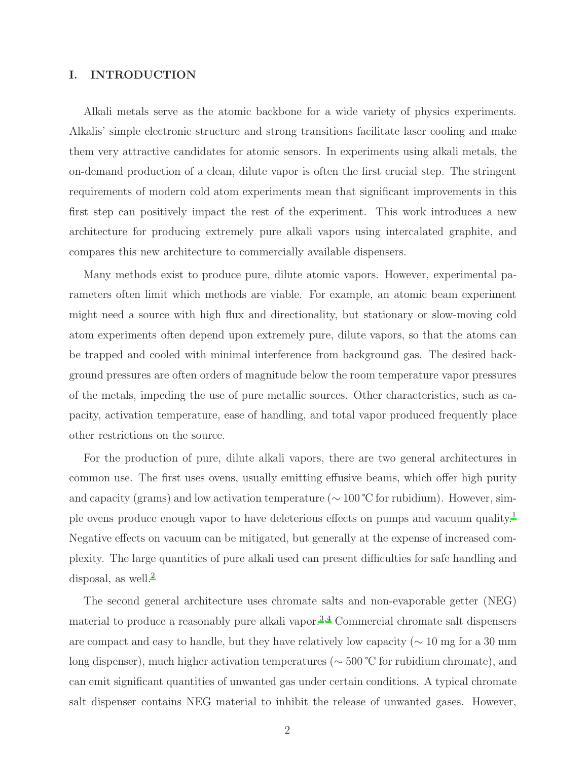## I. INTRODUCTION

Alkali metals serve as the atomic backbone for a wide variety of physics experiments. Alkalis' simple electronic structure and strong transitions facilitate laser cooling and make them very attractive candidates for atomic sensors. In experiments using alkali metals, the on-demand production of a clean, dilute vapor is often the first crucial step. The stringent requirements of modern cold atom experiments mean that significant improvements in this first step can positively impact the rest of the experiment. This work introduces a new architecture for producing extremely pure alkali vapors using intercalated graphite, and compares this new architecture to commercially available dispensers.

Many methods exist to produce pure, dilute atomic vapors. However, experimental parameters often limit which methods are viable. For example, an atomic beam experiment might need a source with high flux and directionality, but stationary or slow-moving cold atom experiments often depend upon extremely pure, dilute vapors, so that the atoms can be trapped and cooled with minimal interference from background gas. The desired background pressures are often orders of magnitude below the room temperature vapor pressures of the metals, impeding the use of pure metallic sources. Other characteristics, such as capacity, activation temperature, ease of handling, and total vapor produced frequently place other restrictions on the source.

For the production of pure, dilute alkali vapors, there are two general architectures in common use. The first uses ovens, usually emitting effusive beams, which offer high purity and capacity (grams) and low activation temperature ($\sim 100\,^{\circ}$C for rubidium). However, simple ovens produce enough vapor to have deleterious effects on pumps and vacuum quality.[1] Negative effects on vacuum can be mitigated, but generally at the expense of increased complexity. The large quantities of pure alkali used can present difficulties for safe handling and disposal, as well.[2]

The second general architecture uses chromate salts and non-evaporable getter (NEG) material to produce a reasonably pure alkali vapor.[3,4] Commercial chromate salt dispensers are compact and easy to handle, but they have relatively low capacity ($\sim 10$ mg for a 30 mm long dispenser), much higher activation temperatures ($\sim 500\,^{\circ}$C for rubidium chromate), and can emit significant quantities of unwanted gas under certain conditions. A typical chromate salt dispenser contains NEG material to inhibit the release of unwanted gases. However,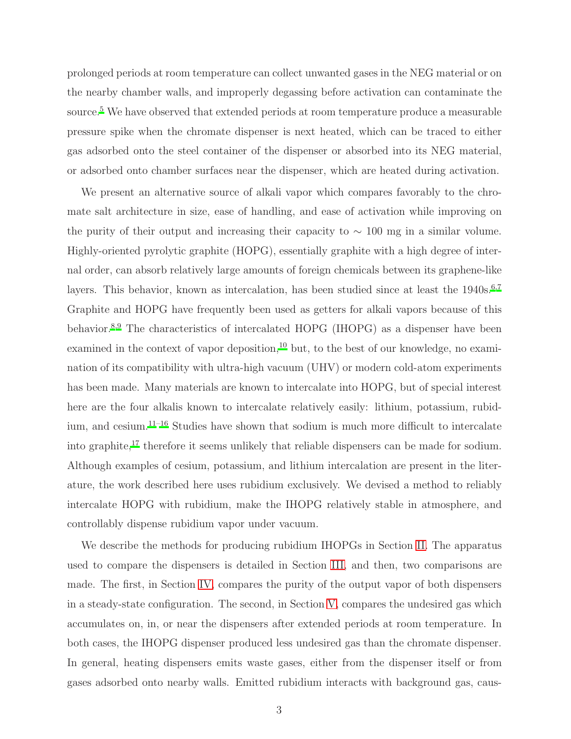prolonged periods at room temperature can collect unwanted gases in the NEG material or on the nearby chamber walls, and improperly degassing before activation can contaminate the source.[5] We have observed that extended periods at room temperature produce a measurable pressure spike when the chromate dispenser is next heated, which can be traced to either gas adsorbed onto the steel container of the dispenser or absorbed into its NEG material, or adsorbed onto chamber surfaces near the dispenser, which are heated during activation.

We present an alternative source of alkali vapor which compares favorably to the chromate salt architecture in size, ease of handling, and ease of activation while improving on the purity of their output and increasing their capacity to $\sim$ 100 mg in a similar volume. Highly-oriented pyrolytic graphite (HOPG), essentially graphite with a high degree of internal order, can absorb relatively large amounts of foreign chemicals between its graphene-like layers. This behavior, known as intercalation, has been studied since at least the 1940s.[6,7] Graphite and HOPG have frequently been used as getters for alkali vapors because of this behavior.[8,9] The characteristics of intercalated HOPG (IHOPG) as a dispenser have been examined in the context of vapor deposition,[10] but, to the best of our knowledge, no examination of its compatibility with ultra-high vacuum (UHV) or modern cold-atom experiments has been made. Many materials are known to intercalate into HOPG, but of special interest here are the four alkalis known to intercalate relatively easily: lithium, potassium, rubidium, and cesium.[11–16] Studies have shown that sodium is much more difficult to intercalate into graphite,[17] therefore it seems unlikely that reliable dispensers can be made for sodium. Although examples of cesium, potassium, and lithium intercalation are present in the literature, the work described here uses rubidium exclusively. We devised a method to reliably intercalate HOPG with rubidium, make the IHOPG relatively stable in atmosphere, and controllably dispense rubidium vapor under vacuum.

We describe the methods for producing rubidium IHOPGs in Section II. The apparatus used to compare the dispensers is detailed in Section III, and then, two comparisons are made. The first, in Section IV, compares the purity of the output vapor of both dispensers in a steady-state configuration. The second, in Section V, compares the undesired gas which accumulates on, in, or near the dispensers after extended periods at room temperature. In both cases, the IHOPG dispenser produced less undesired gas than the chromate dispenser. In general, heating dispensers emits waste gases, either from the dispenser itself or from gases adsorbed onto nearby walls. Emitted rubidium interacts with background gas, caus-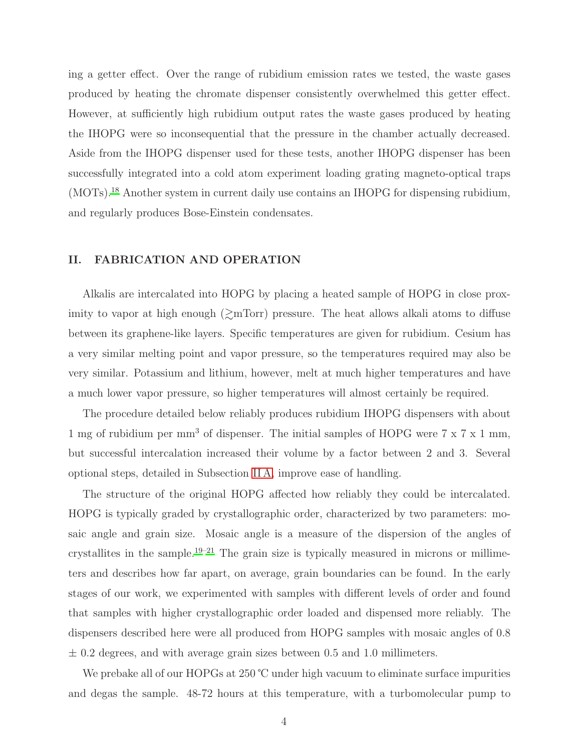ing a getter effect. Over the range of rubidium emission rates we tested, the waste gases produced by heating the chromate dispenser consistently overwhelmed this getter effect. However, at sufficiently high rubidium output rates the waste gases produced by heating the IHOPG were so inconsequential that the pressure in the chamber actually decreased. Aside from the IHOPG dispenser used for these tests, another IHOPG dispenser has been successfully integrated into a cold atom experiment loading grating magneto-optical traps (MOTs).[18] Another system in current daily use contains an IHOPG for dispensing rubidium, and regularly produces Bose-Einstein condensates.

## II. FABRICATION AND OPERATION

Alkalis are intercalated into HOPG by placing a heated sample of HOPG in close proximity to vapor at high enough ($\gtrsim$mTorr) pressure. The heat allows alkali atoms to diffuse between its graphene-like layers. Specific temperatures are given for rubidium. Cesium has a very similar melting point and vapor pressure, so the temperatures required may also be very similar. Potassium and lithium, however, melt at much higher temperatures and have a much lower vapor pressure, so higher temperatures will almost certainly be required.

The procedure detailed below reliably produces rubidium IHOPG dispensers with about 1 mg of rubidium per mm$^3$ of dispenser. The initial samples of HOPG were 7 x 7 x 1 mm, but successful intercalation increased their volume by a factor between 2 and 3. Several optional steps, detailed in Subsection II A, improve ease of handling.

The structure of the original HOPG affected how reliably they could be intercalated. HOPG is typically graded by crystallographic order, characterized by two parameters: mosaic angle and grain size. Mosaic angle is a measure of the dispersion of the angles of crystallites in the sample.[19–21] The grain size is typically measured in microns or millimeters and describes how far apart, on average, grain boundaries can be found. In the early stages of our work, we experimented with samples with different levels of order and found that samples with higher crystallographic order loaded and dispensed more reliably. The dispensers described here were all produced from HOPG samples with mosaic angles of 0.8 $\pm$ 0.2 degrees, and with average grain sizes between 0.5 and 1.0 millimeters.

We prebake all of our HOPGs at 250 °C under high vacuum to eliminate surface impurities and degas the sample. 48-72 hours at this temperature, with a turbomolecular pump to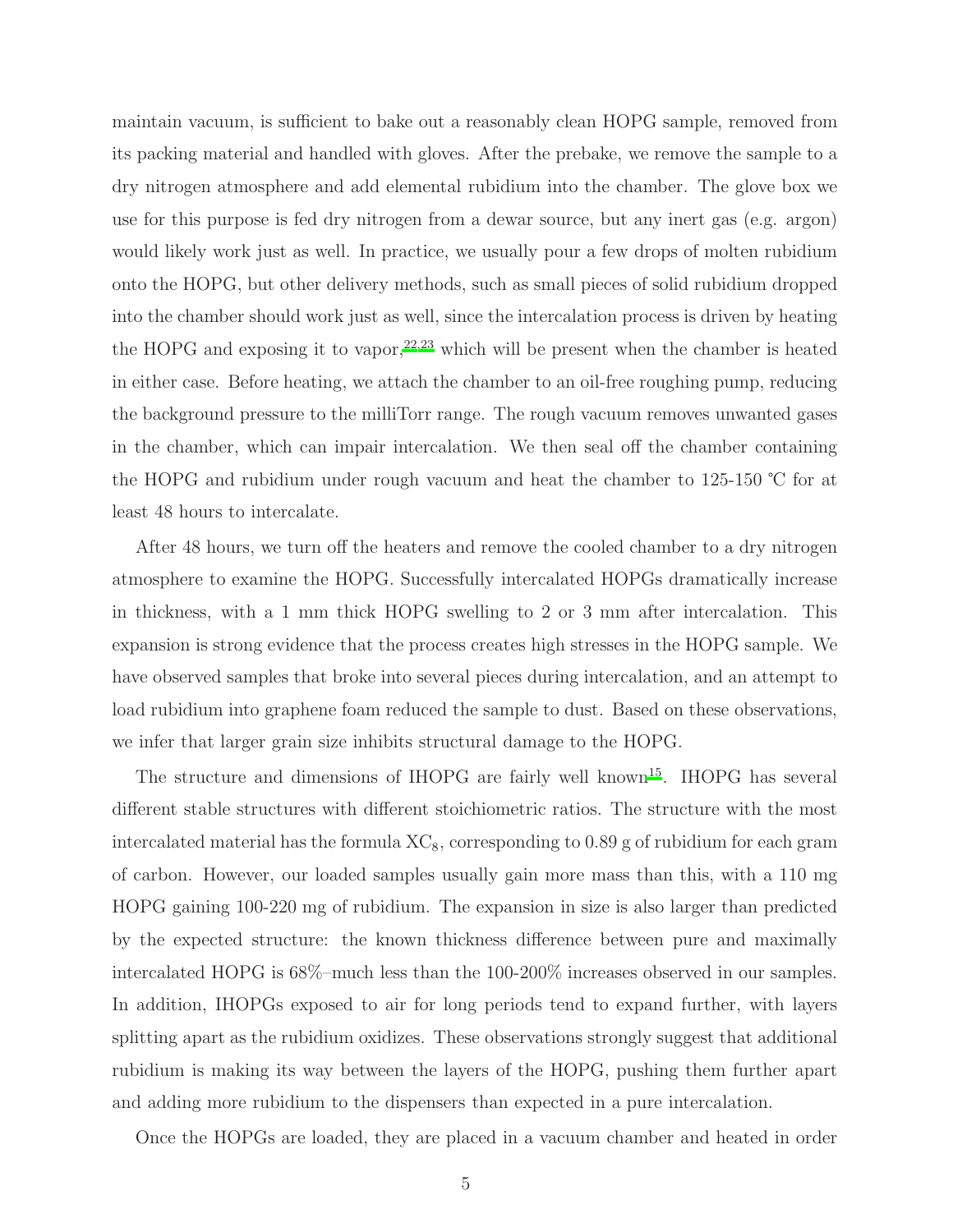maintain vacuum, is sufficient to bake out a reasonably clean HOPG sample, removed from its packing material and handled with gloves. After the prebake, we remove the sample to a dry nitrogen atmosphere and add elemental rubidium into the chamber. The glove box we use for this purpose is fed dry nitrogen from a dewar source, but any inert gas (e.g. argon) would likely work just as well. In practice, we usually pour a few drops of molten rubidium onto the HOPG, but other delivery methods, such as small pieces of solid rubidium dropped into the chamber should work just as well, since the intercalation process is driven by heating the HOPG and exposing it to vapor,[22,23] which will be present when the chamber is heated in either case. Before heating, we attach the chamber to an oil-free roughing pump, reducing the background pressure to the milliTorr range. The rough vacuum removes unwanted gases in the chamber, which can impair intercalation. We then seal off the chamber containing the HOPG and rubidium under rough vacuum and heat the chamber to 125-150 ℃ for at least 48 hours to intercalate.

After 48 hours, we turn off the heaters and remove the cooled chamber to a dry nitrogen atmosphere to examine the HOPG. Successfully intercalated HOPGs dramatically increase in thickness, with a 1 mm thick HOPG swelling to 2 or 3 mm after intercalation. This expansion is strong evidence that the process creates high stresses in the HOPG sample. We have observed samples that broke into several pieces during intercalation, and an attempt to load rubidium into graphene foam reduced the sample to dust. Based on these observations, we infer that larger grain size inhibits structural damage to the HOPG.

The structure and dimensions of IHOPG are fairly well known[15]. IHOPG has several different stable structures with different stoichiometric ratios. The structure with the most intercalated material has the formula $XC_8$, corresponding to 0.89 g of rubidium for each gram of carbon. However, our loaded samples usually gain more mass than this, with a 110 mg HOPG gaining 100-220 mg of rubidium. The expansion in size is also larger than predicted by the expected structure: the known thickness difference between pure and maximally intercalated HOPG is 68%–much less than the 100-200% increases observed in our samples. In addition, IHOPGs exposed to air for long periods tend to expand further, with layers splitting apart as the rubidium oxidizes. These observations strongly suggest that additional rubidium is making its way between the layers of the HOPG, pushing them further apart and adding more rubidium to the dispensers than expected in a pure intercalation.

Once the HOPGs are loaded, they are placed in a vacuum chamber and heated in order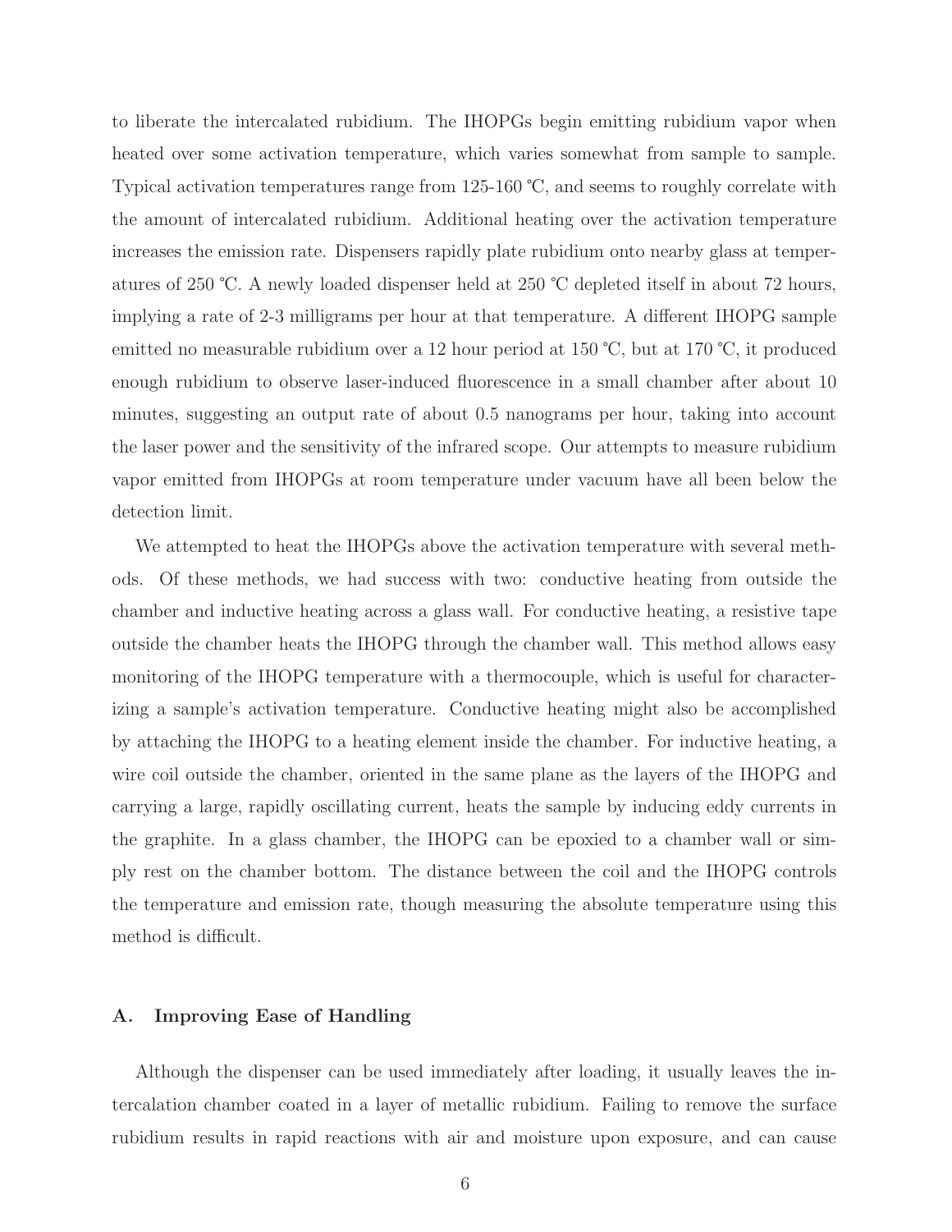to liberate the intercalated rubidium. The IHOPGs begin emitting rubidium vapor when heated over some activation temperature, which varies somewhat from sample to sample. Typical activation temperatures range from 125-160 ℃, and seems to roughly correlate with the amount of intercalated rubidium. Additional heating over the activation temperature increases the emission rate. Dispensers rapidly plate rubidium onto nearby glass at temperatures of 250 ℃. A newly loaded dispenser held at 250 ℃ depleted itself in about 72 hours, implying a rate of 2-3 milligrams per hour at that temperature. A different IHOPG sample emitted no measurable rubidium over a 12 hour period at 150 ℃, but at 170 ℃, it produced enough rubidium to observe laser-induced fluorescence in a small chamber after about 10 minutes, suggesting an output rate of about 0.5 nanograms per hour, taking into account the laser power and the sensitivity of the infrared scope. Our attempts to measure rubidium vapor emitted from IHOPGs at room temperature under vacuum have all been below the detection limit.

We attempted to heat the IHOPGs above the activation temperature with several methods. Of these methods, we had success with two: conductive heating from outside the chamber and inductive heating across a glass wall. For conductive heating, a resistive tape outside the chamber heats the IHOPG through the chamber wall. This method allows easy monitoring of the IHOPG temperature with a thermocouple, which is useful for characterizing a sample's activation temperature. Conductive heating might also be accomplished by attaching the IHOPG to a heating element inside the chamber. For inductive heating, a wire coil outside the chamber, oriented in the same plane as the layers of the IHOPG and carrying a large, rapidly oscillating current, heats the sample by inducing eddy currents in the graphite. In a glass chamber, the IHOPG can be epoxied to a chamber wall or simply rest on the chamber bottom. The distance between the coil and the IHOPG controls the temperature and emission rate, though measuring the absolute temperature using this method is difficult.

### A. Improving Ease of Handling

Although the dispenser can be used immediately after loading, it usually leaves the intercalation chamber coated in a layer of metallic rubidium. Failing to remove the surface rubidium results in rapid reactions with air and moisture upon exposure, and can cause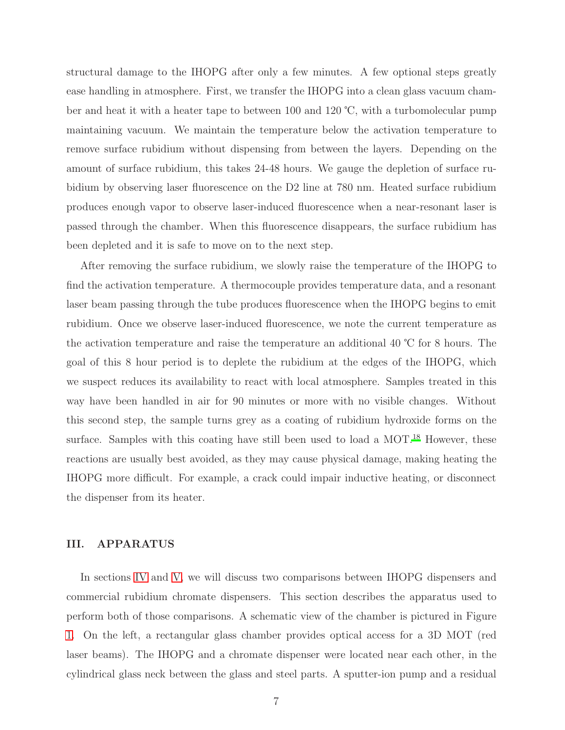structural damage to the IHOPG after only a few minutes. A few optional steps greatly ease handling in atmosphere. First, we transfer the IHOPG into a clean glass vacuum chamber and heat it with a heater tape to between 100 and 120 ℃, with a turbomolecular pump maintaining vacuum. We maintain the temperature below the activation temperature to remove surface rubidium without dispensing from between the layers. Depending on the amount of surface rubidium, this takes 24-48 hours. We gauge the depletion of surface rubidium by observing laser fluorescence on the D2 line at 780 nm. Heated surface rubidium produces enough vapor to observe laser-induced fluorescence when a near-resonant laser is passed through the chamber. When this fluorescence disappears, the surface rubidium has been depleted and it is safe to move on to the next step.

After removing the surface rubidium, we slowly raise the temperature of the IHOPG to find the activation temperature. A thermocouple provides temperature data, and a resonant laser beam passing through the tube produces fluorescence when the IHOPG begins to emit rubidium. Once we observe laser-induced fluorescence, we note the current temperature as the activation temperature and raise the temperature an additional 40 ℃ for 8 hours. The goal of this 8 hour period is to deplete the rubidium at the edges of the IHOPG, which we suspect reduces its availability to react with local atmosphere. Samples treated in this way have been handled in air for 90 minutes or more with no visible changes. Without this second step, the sample turns grey as a coating of rubidium hydroxide forms on the surface. Samples with this coating have still been used to load a MOT.[18] However, these reactions are usually best avoided, as they may cause physical damage, making heating the IHOPG more difficult. For example, a crack could impair inductive heating, or disconnect the dispenser from its heater.

## III. APPARATUS

In sections IV and V, we will discuss two comparisons between IHOPG dispensers and commercial rubidium chromate dispensers. This section describes the apparatus used to perform both of those comparisons. A schematic view of the chamber is pictured in Figure 1. On the left, a rectangular glass chamber provides optical access for a 3D MOT (red laser beams). The IHOPG and a chromate dispenser were located near each other, in the cylindrical glass neck between the glass and steel parts. A sputter-ion pump and a residual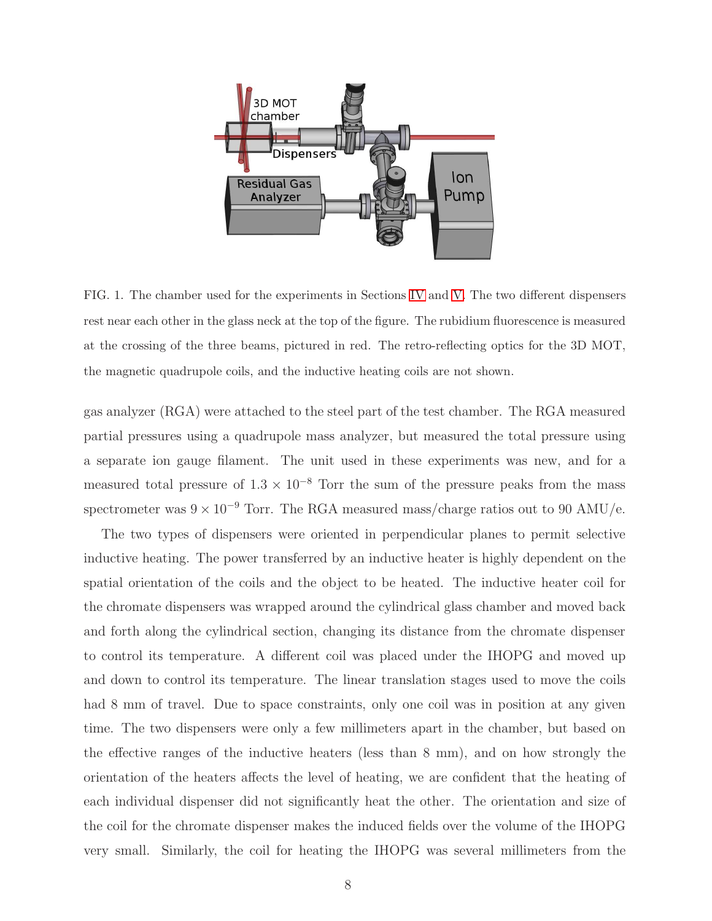FIG. 1. The chamber used for the experiments in Sections IV and V. The two different dispensers rest near each other in the glass neck at the top of the figure. The rubidium fluorescence is measured at the crossing of the three beams, pictured in red. The retro-reflecting optics for the 3D MOT, the magnetic quadrupole coils, and the inductive heating coils are not shown.

gas analyzer (RGA) were attached to the steel part of the test chamber. The RGA measured partial pressures using a quadrupole mass analyzer, but measured the total pressure using a separate ion gauge filament. The unit used in these experiments was new, and for a measured total pressure of $1.3 \times 10^{-8}$ Torr the sum of the pressure peaks from the mass spectrometer was $9 \times 10^{-9}$ Torr. The RGA measured mass/charge ratios out to 90 AMU/e.

The two types of dispensers were oriented in perpendicular planes to permit selective inductive heating. The power transferred by an inductive heater is highly dependent on the spatial orientation of the coils and the object to be heated. The inductive heater coil for the chromate dispensers was wrapped around the cylindrical glass chamber and moved back and forth along the cylindrical section, changing its distance from the chromate dispenser to control its temperature. A different coil was placed under the IHOPG and moved up and down to control its temperature. The linear translation stages used to move the coils had 8 mm of travel. Due to space constraints, only one coil was in position at any given time. The two dispensers were only a few millimeters apart in the chamber, but based on the effective ranges of the inductive heaters (less than 8 mm), and on how strongly the orientation of the heaters affects the level of heating, we are confident that the heating of each individual dispenser did not significantly heat the other. The orientation and size of the coil for the chromate dispenser makes the induced fields over the volume of the IHOPG very small. Similarly, the coil for heating the IHOPG was several millimeters from the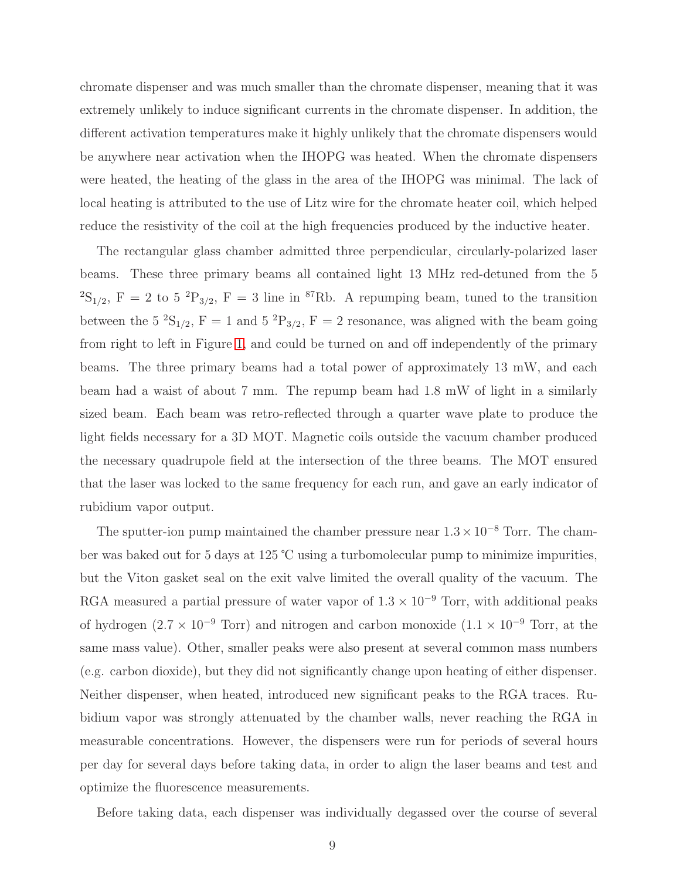chromate dispenser and was much smaller than the chromate dispenser, meaning that it was extremely unlikely to induce significant currents in the chromate dispenser. In addition, the different activation temperatures make it highly unlikely that the chromate dispensers would be anywhere near activation when the IHOPG was heated. When the chromate dispensers were heated, the heating of the glass in the area of the IHOPG was minimal. The lack of local heating is attributed to the use of Litz wire for the chromate heater coil, which helped reduce the resistivity of the coil at the high frequencies produced by the inductive heater.

The rectangular glass chamber admitted three perpendicular, circularly-polarized laser beams. These three primary beams all contained light 13 MHz red-detuned from the 5 $^2S_{1/2}$, F = 2 to 5 $^2P_{3/2}$, F = 3 line in $^{87}$Rb. A repumping beam, tuned to the transition between the 5 $^2S_{1/2}$, F = 1 and 5 $^2P_{3/2}$, F = 2 resonance, was aligned with the beam going from right to left in Figure 1, and could be turned on and off independently of the primary beams. The three primary beams had a total power of approximately 13 mW, and each beam had a waist of about 7 mm. The repump beam had 1.8 mW of light in a similarly sized beam. Each beam was retro-reflected through a quarter wave plate to produce the light fields necessary for a 3D MOT. Magnetic coils outside the vacuum chamber produced the necessary quadrupole field at the intersection of the three beams. The MOT ensured that the laser was locked to the same frequency for each run, and gave an early indicator of rubidium vapor output.

The sputter-ion pump maintained the chamber pressure near $1.3 \times 10^{-8}$ Torr. The chamber was baked out for 5 days at 125 ℃ using a turbomolecular pump to minimize impurities, but the Viton gasket seal on the exit valve limited the overall quality of the vacuum. The RGA measured a partial pressure of water vapor of $1.3 \times 10^{-9}$ Torr, with additional peaks of hydrogen ($2.7 \times 10^{-9}$ Torr) and nitrogen and carbon monoxide ($1.1 \times 10^{-9}$ Torr, at the same mass value). Other, smaller peaks were also present at several common mass numbers (e.g. carbon dioxide), but they did not significantly change upon heating of either dispenser. Neither dispenser, when heated, introduced new significant peaks to the RGA traces. Rubidium vapor was strongly attenuated by the chamber walls, never reaching the RGA in measurable concentrations. However, the dispensers were run for periods of several hours per day for several days before taking data, in order to align the laser beams and test and optimize the fluorescence measurements.

Before taking data, each dispenser was individually degassed over the course of several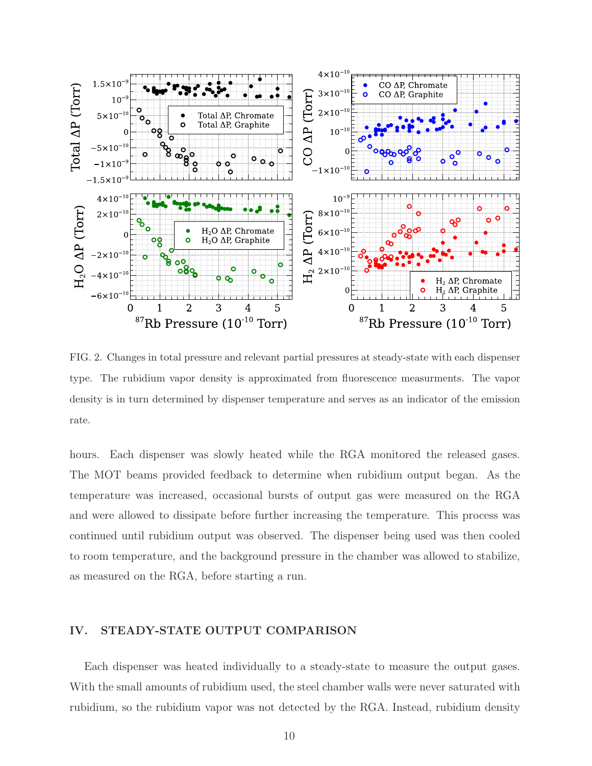FIG. 2. Changes in total pressure and relevant partial pressures at steady-state with each dispenser type. The rubidium vapor density is approximated from fluorescence measurments. The vapor density is in turn determined by dispenser temperature and serves as an indicator of the emission rate.

hours. Each dispenser was slowly heated while the RGA monitored the released gases. The MOT beams provided feedback to determine when rubidium output began. As the temperature was increased, occasional bursts of output gas were measured on the RGA and were allowed to dissipate before further increasing the temperature. This process was continued until rubidium output was observed. The dispenser being used was then cooled to room temperature, and the background pressure in the chamber was allowed to stabilize, as measured on the RGA, before starting a run.

## IV. STEADY-STATE OUTPUT COMPARISON

Each dispenser was heated individually to a steady-state to measure the output gases. With the small amounts of rubidium used, the steel chamber walls were never saturated with rubidium, so the rubidium vapor was not detected by the RGA. Instead, rubidium density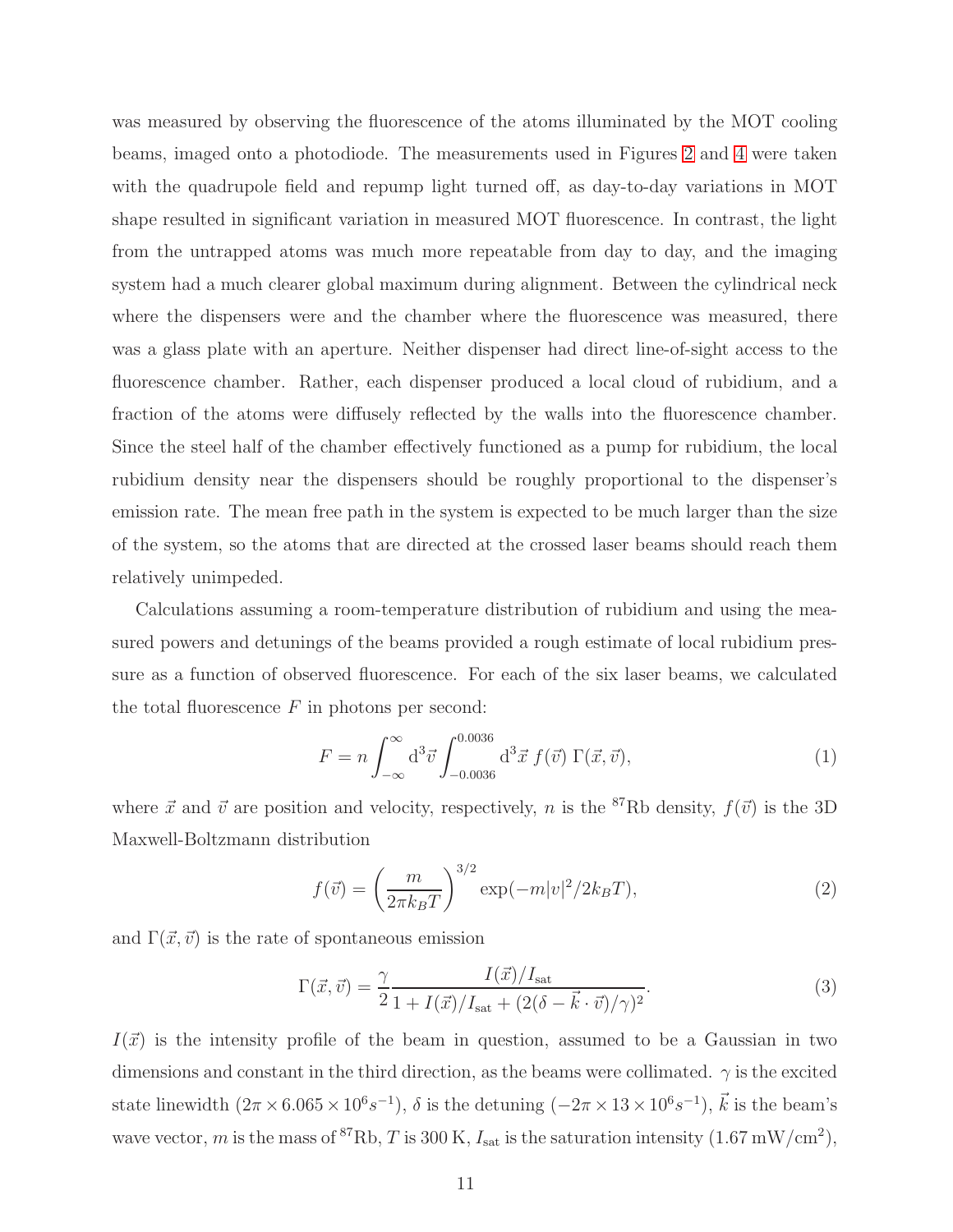was measured by observing the fluorescence of the atoms illuminated by the MOT cooling beams, imaged onto a photodiode. The measurements used in Figures 2 and 4 were taken with the quadrupole field and repump light turned off, as day-to-day variations in MOT shape resulted in significant variation in measured MOT fluorescence. In contrast, the light from the untrapped atoms was much more repeatable from day to day, and the imaging system had a much clearer global maximum during alignment. Between the cylindrical neck where the dispensers were and the chamber where the fluorescence was measured, there was a glass plate with an aperture. Neither dispenser had direct line-of-sight access to the fluorescence chamber. Rather, each dispenser produced a local cloud of rubidium, and a fraction of the atoms were diffusely reflected by the walls into the fluorescence chamber. Since the steel half of the chamber effectively functioned as a pump for rubidium, the local rubidium density near the dispensers should be roughly proportional to the dispenser's emission rate. The mean free path in the system is expected to be much larger than the size of the system, so the atoms that are directed at the crossed laser beams should reach them relatively unimpeded.

Calculations assuming a room-temperature distribution of rubidium and using the measured powers and detunings of the beams provided a rough estimate of local rubidium pressure as a function of observed fluorescence. For each of the six laser beams, we calculated the total fluorescence $F$ in photons per second:

$$F = n \int_{-\infty}^{\infty} \mathrm{d}^3\vec{v} \int_{-0.0036}^{0.0036} \mathrm{d}^3\vec{x}\; f(\vec{v})\; \Gamma(\vec{x}, \vec{v}), \tag{1}$$

where $\vec{x}$ and $\vec{v}$ are position and velocity, respectively, $n$ is the $^{87}$Rb density, $f(\vec{v})$ is the 3D Maxwell-Boltzmann distribution

$$f(\vec{v}) = \left(\frac{m}{2\pi k_B T}\right)^{3/2} \exp(-m|v|^2/2k_B T), \tag{2}$$

and $\Gamma(\vec{x}, \vec{v})$ is the rate of spontaneous emission

$$\Gamma(\vec{x}, \vec{v}) = \frac{\gamma}{2} \frac{I(\vec{x})/I_{\mathrm{sat}}}{1 + I(\vec{x})/I_{\mathrm{sat}} + (2(\delta - \vec{k} \cdot \vec{v})/\gamma)^2}. \tag{3}$$

$I(\vec{x})$ is the intensity profile of the beam in question, assumed to be a Gaussian in two dimensions and constant in the third direction, as the beams were collimated. $\gamma$ is the excited state linewidth ($2\pi \times 6.065 \times 10^6 s^{-1}$), $\delta$ is the detuning ($-2\pi \times 13 \times 10^6 s^{-1}$), $\vec{k}$ is the beam's wave vector, $m$ is the mass of $^{87}$Rb, $T$ is 300 K, $I_{\mathrm{sat}}$ is the saturation intensity (1.67 mW/cm$^2$),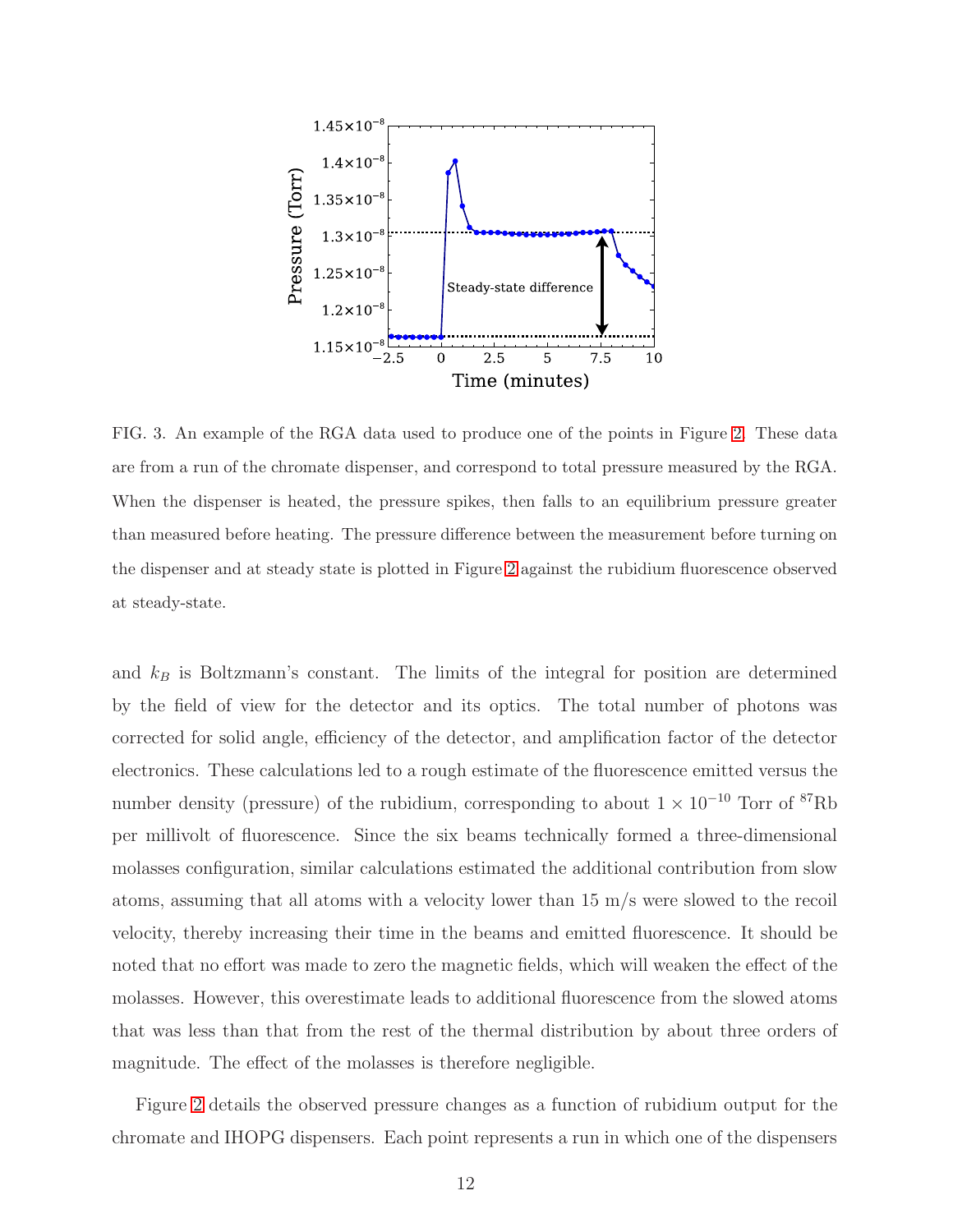FIG. 3. An example of the RGA data used to produce one of the points in Figure 2. These data are from a run of the chromate dispenser, and correspond to total pressure measured by the RGA. When the dispenser is heated, the pressure spikes, then falls to an equilibrium pressure greater than measured before heating. The pressure difference between the measurement before turning on the dispenser and at steady state is plotted in Figure 2 against the rubidium fluorescence observed at steady-state.

and $k_B$ is Boltzmann's constant. The limits of the integral for position are determined by the field of view for the detector and its optics. The total number of photons was corrected for solid angle, efficiency of the detector, and amplification factor of the detector electronics. These calculations led to a rough estimate of the fluorescence emitted versus the number density (pressure) of the rubidium, corresponding to about $1 \times 10^{-10}$ Torr of $^{87}$Rb per millivolt of fluorescence. Since the six beams technically formed a three-dimensional molasses configuration, similar calculations estimated the additional contribution from slow atoms, assuming that all atoms with a velocity lower than 15 m/s were slowed to the recoil velocity, thereby increasing their time in the beams and emitted fluorescence. It should be noted that no effort was made to zero the magnetic fields, which will weaken the effect of the molasses. However, this overestimate leads to additional fluorescence from the slowed atoms that was less than that from the rest of the thermal distribution by about three orders of magnitude. The effect of the molasses is therefore negligible.

Figure 2 details the observed pressure changes as a function of rubidium output for the chromate and IHOPG dispensers. Each point represents a run in which one of the dispensers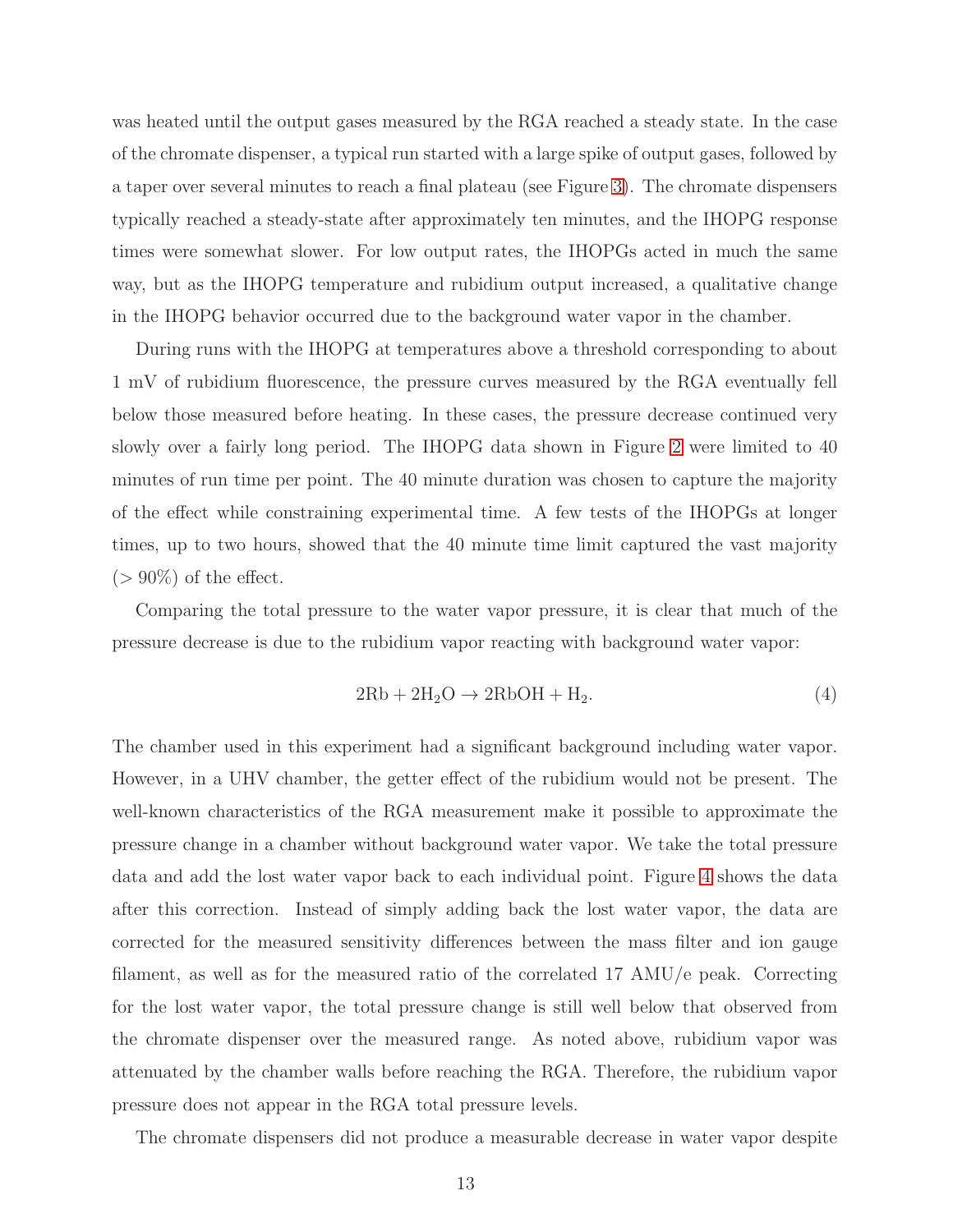was heated until the output gases measured by the RGA reached a steady state. In the case of the chromate dispenser, a typical run started with a large spike of output gases, followed by a taper over several minutes to reach a final plateau (see Figure 3). The chromate dispensers typically reached a steady-state after approximately ten minutes, and the IHOPG response times were somewhat slower. For low output rates, the IHOPGs acted in much the same way, but as the IHOPG temperature and rubidium output increased, a qualitative change in the IHOPG behavior occurred due to the background water vapor in the chamber.

During runs with the IHOPG at temperatures above a threshold corresponding to about 1 mV of rubidium fluorescence, the pressure curves measured by the RGA eventually fell below those measured before heating. In these cases, the pressure decrease continued very slowly over a fairly long period. The IHOPG data shown in Figure 2 were limited to 40 minutes of run time per point. The 40 minute duration was chosen to capture the majority of the effect while constraining experimental time. A few tests of the IHOPGs at longer times, up to two hours, showed that the 40 minute time limit captured the vast majority ($> 90\%$) of the effect.

Comparing the total pressure to the water vapor pressure, it is clear that much of the pressure decrease is due to the rubidium vapor reacting with background water vapor:

$$2\mathrm{Rb} + 2\mathrm{H_2O} \rightarrow 2\mathrm{RbOH} + \mathrm{H_2}. \tag{4}$$

The chamber used in this experiment had a significant background including water vapor. However, in a UHV chamber, the getter effect of the rubidium would not be present. The well-known characteristics of the RGA measurement make it possible to approximate the pressure change in a chamber without background water vapor. We take the total pressure data and add the lost water vapor back to each individual point. Figure 4 shows the data after this correction. Instead of simply adding back the lost water vapor, the data are corrected for the measured sensitivity differences between the mass filter and ion gauge filament, as well as for the measured ratio of the correlated 17 AMU/e peak. Correcting for the lost water vapor, the total pressure change is still well below that observed from the chromate dispenser over the measured range. As noted above, rubidium vapor was attenuated by the chamber walls before reaching the RGA. Therefore, the rubidium vapor pressure does not appear in the RGA total pressure levels.

The chromate dispensers did not produce a measurable decrease in water vapor despite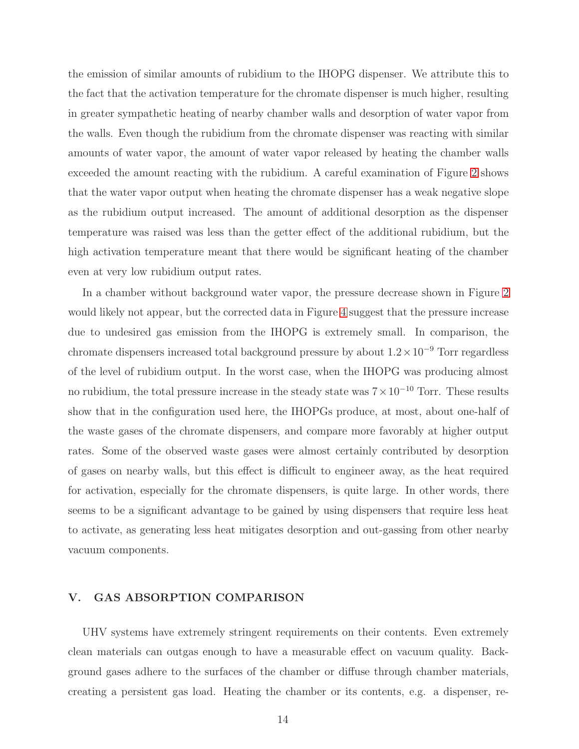the emission of similar amounts of rubidium to the IHOPG dispenser. We attribute this to the fact that the activation temperature for the chromate dispenser is much higher, resulting in greater sympathetic heating of nearby chamber walls and desorption of water vapor from the walls. Even though the rubidium from the chromate dispenser was reacting with similar amounts of water vapor, the amount of water vapor released by heating the chamber walls exceeded the amount reacting with the rubidium. A careful examination of Figure 2 shows that the water vapor output when heating the chromate dispenser has a weak negative slope as the rubidium output increased. The amount of additional desorption as the dispenser temperature was raised was less than the getter effect of the additional rubidium, but the high activation temperature meant that there would be significant heating of the chamber even at very low rubidium output rates.

In a chamber without background water vapor, the pressure decrease shown in Figure 2 would likely not appear, but the corrected data in Figure 4 suggest that the pressure increase due to undesired gas emission from the IHOPG is extremely small. In comparison, the chromate dispensers increased total background pressure by about $1.2 \times 10^{-9}$ Torr regardless of the level of rubidium output. In the worst case, when the IHOPG was producing almost no rubidium, the total pressure increase in the steady state was $7 \times 10^{-10}$ Torr. These results show that in the configuration used here, the IHOPGs produce, at most, about one-half of the waste gases of the chromate dispensers, and compare more favorably at higher output rates. Some of the observed waste gases were almost certainly contributed by desorption of gases on nearby walls, but this effect is difficult to engineer away, as the heat required for activation, especially for the chromate dispensers, is quite large. In other words, there seems to be a significant advantage to be gained by using dispensers that require less heat to activate, as generating less heat mitigates desorption and out-gassing from other nearby vacuum components.

## V. GAS ABSORPTION COMPARISON

UHV systems have extremely stringent requirements on their contents. Even extremely clean materials can outgas enough to have a measurable effect on vacuum quality. Background gases adhere to the surfaces of the chamber or diffuse through chamber materials, creating a persistent gas load. Heating the chamber or its contents, e.g. a dispenser, re-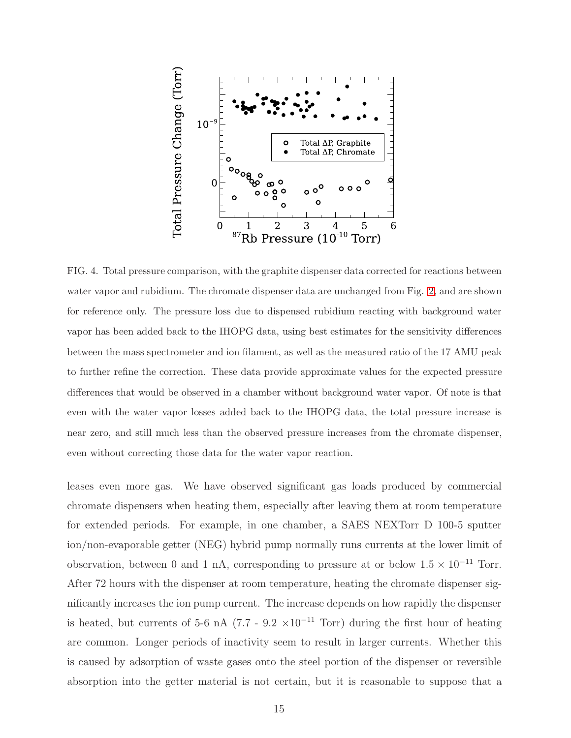FIG. 4. Total pressure comparison, with the graphite dispenser data corrected for reactions between water vapor and rubidium. The chromate dispenser data are unchanged from Fig. 2, and are shown for reference only. The pressure loss due to dispensed rubidium reacting with background water vapor has been added back to the IHOPG data, using best estimates for the sensitivity differences between the mass spectrometer and ion filament, as well as the measured ratio of the 17 AMU peak to further refine the correction. These data provide approximate values for the expected pressure differences that would be observed in a chamber without background water vapor. Of note is that even with the water vapor losses added back to the IHOPG data, the total pressure increase is near zero, and still much less than the observed pressure increases from the chromate dispenser, even without correcting those data for the water vapor reaction.

leases even more gas. We have observed significant gas loads produced by commercial chromate dispensers when heating them, especially after leaving them at room temperature for extended periods. For example, in one chamber, a SAES NEXTorr D 100-5 sputter ion/non-evaporable getter (NEG) hybrid pump normally runs currents at the lower limit of observation, between 0 and 1 nA, corresponding to pressure at or below $1.5 \times 10^{-11}$ Torr. After 72 hours with the dispenser at room temperature, heating the chromate dispenser significantly increases the ion pump current. The increase depends on how rapidly the dispenser is heated, but currents of 5-6 nA (7.7 - 9.2 $\times 10^{-11}$ Torr) during the first hour of heating are common. Longer periods of inactivity seem to result in larger currents. Whether this is caused by adsorption of waste gases onto the steel portion of the dispenser or reversible absorption into the getter material is not certain, but it is reasonable to suppose that a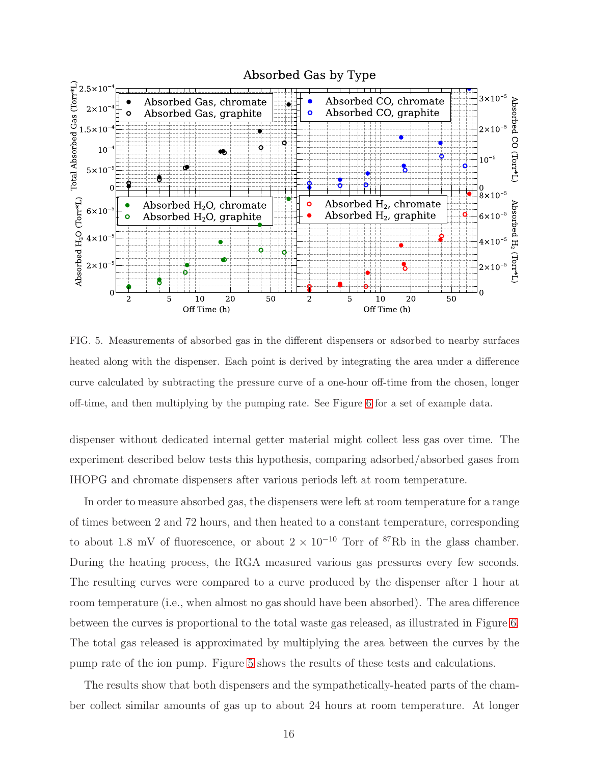FIG. 5. Measurements of absorbed gas in the different dispensers or adsorbed to nearby surfaces heated along with the dispenser. Each point is derived by integrating the area under a difference curve calculated by subtracting the pressure curve of a one-hour off-time from the chosen, longer off-time, and then multiplying by the pumping rate. See Figure 6 for a set of example data.

dispenser without dedicated internal getter material might collect less gas over time. The experiment described below tests this hypothesis, comparing adsorbed/absorbed gases from IHOPG and chromate dispensers after various periods left at room temperature.

In order to measure absorbed gas, the dispensers were left at room temperature for a range of times between 2 and 72 hours, and then heated to a constant temperature, corresponding to about 1.8 mV of fluorescence, or about $2 \times 10^{-10}$ Torr of $^{87}$Rb in the glass chamber. During the heating process, the RGA measured various gas pressures every few seconds. The resulting curves were compared to a curve produced by the dispenser after 1 hour at room temperature (i.e., when almost no gas should have been absorbed). The area difference between the curves is proportional to the total waste gas released, as illustrated in Figure 6. The total gas released is approximated by multiplying the area between the curves by the pump rate of the ion pump. Figure 5 shows the results of these tests and calculations.

The results show that both dispensers and the sympathetically-heated parts of the chamber collect similar amounts of gas up to about 24 hours at room temperature. At longer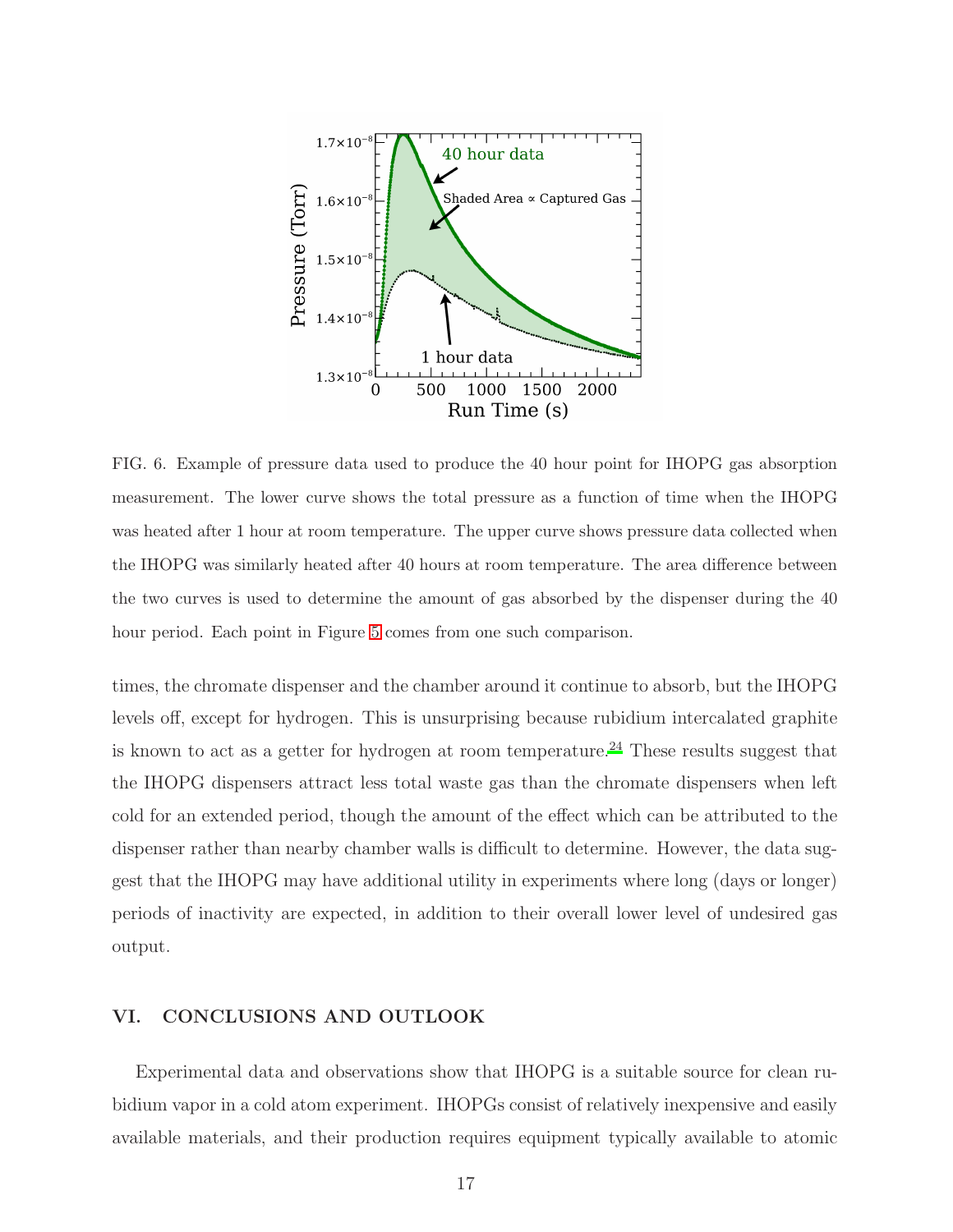FIG. 6. Example of pressure data used to produce the 40 hour point for IHOPG gas absorption measurement. The lower curve shows the total pressure as a function of time when the IHOPG was heated after 1 hour at room temperature. The upper curve shows pressure data collected when the IHOPG was similarly heated after 40 hours at room temperature. The area difference between the two curves is used to determine the amount of gas absorbed by the dispenser during the 40 hour period. Each point in Figure 5 comes from one such comparison.

times, the chromate dispenser and the chamber around it continue to absorb, but the IHOPG levels off, except for hydrogen. This is unsurprising because rubidium intercalated graphite is known to act as a getter for hydrogen at room temperature.[24] These results suggest that the IHOPG dispensers attract less total waste gas than the chromate dispensers when left cold for an extended period, though the amount of the effect which can be attributed to the dispenser rather than nearby chamber walls is difficult to determine. However, the data suggest that the IHOPG may have additional utility in experiments where long (days or longer) periods of inactivity are expected, in addition to their overall lower level of undesired gas output.

## VI. CONCLUSIONS AND OUTLOOK

Experimental data and observations show that IHOPG is a suitable source for clean rubidium vapor in a cold atom experiment. IHOPGs consist of relatively inexpensive and easily available materials, and their production requires equipment typically available to atomic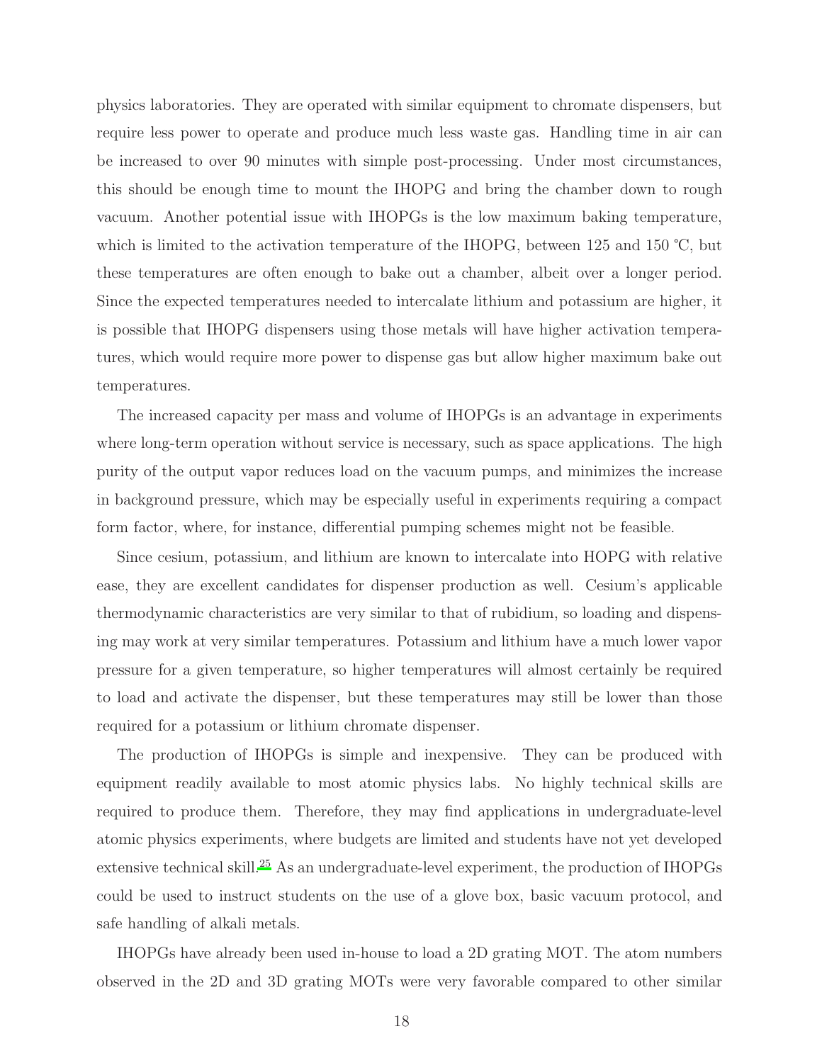physics laboratories. They are operated with similar equipment to chromate dispensers, but require less power to operate and produce much less waste gas. Handling time in air can be increased to over 90 minutes with simple post-processing. Under most circumstances, this should be enough time to mount the IHOPG and bring the chamber down to rough vacuum. Another potential issue with IHOPGs is the low maximum baking temperature, which is limited to the activation temperature of the IHOPG, between 125 and 150 ℃, but these temperatures are often enough to bake out a chamber, albeit over a longer period. Since the expected temperatures needed to intercalate lithium and potassium are higher, it is possible that IHOPG dispensers using those metals will have higher activation temperatures, which would require more power to dispense gas but allow higher maximum bake out temperatures.

The increased capacity per mass and volume of IHOPGs is an advantage in experiments where long-term operation without service is necessary, such as space applications. The high purity of the output vapor reduces load on the vacuum pumps, and minimizes the increase in background pressure, which may be especially useful in experiments requiring a compact form factor, where, for instance, differential pumping schemes might not be feasible.

Since cesium, potassium, and lithium are known to intercalate into HOPG with relative ease, they are excellent candidates for dispenser production as well. Cesium's applicable thermodynamic characteristics are very similar to that of rubidium, so loading and dispensing may work at very similar temperatures. Potassium and lithium have a much lower vapor pressure for a given temperature, so higher temperatures will almost certainly be required to load and activate the dispenser, but these temperatures may still be lower than those required for a potassium or lithium chromate dispenser.

The production of IHOPGs is simple and inexpensive. They can be produced with equipment readily available to most atomic physics labs. No highly technical skills are required to produce them. Therefore, they may find applications in undergraduate-level atomic physics experiments, where budgets are limited and students have not yet developed extensive technical skill.[25] As an undergraduate-level experiment, the production of IHOPGs could be used to instruct students on the use of a glove box, basic vacuum protocol, and safe handling of alkali metals.

IHOPGs have already been used in-house to load a 2D grating MOT. The atom numbers observed in the 2D and 3D grating MOTs were very favorable compared to other similar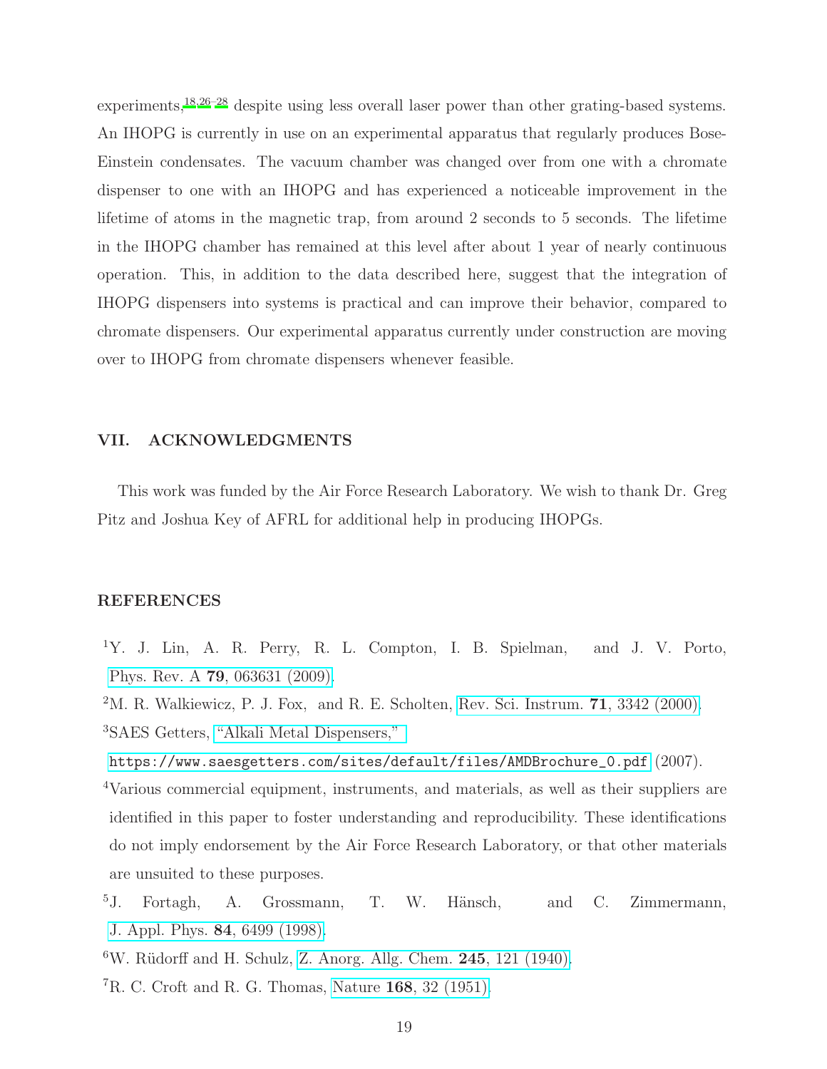experiments,[18,26–28] despite using less overall laser power than other grating-based systems. An IHOPG is currently in use on an experimental apparatus that regularly produces Bose-Einstein condensates. The vacuum chamber was changed over from one with a chromate dispenser to one with an IHOPG and has experienced a noticeable improvement in the lifetime of atoms in the magnetic trap, from around 2 seconds to 5 seconds. The lifetime in the IHOPG chamber has remained at this level after about 1 year of nearly continuous operation. This, in addition to the data described here, suggest that the integration of IHOPG dispensers into systems is practical and can improve their behavior, compared to chromate dispensers. Our experimental apparatus currently under construction are moving over to IHOPG from chromate dispensers whenever feasible.

## VII. ACKNOWLEDGMENTS

This work was funded by the Air Force Research Laboratory. We wish to thank Dr. Greg Pitz and Joshua Key of AFRL for additional help in producing IHOPGs.

## REFERENCES

[1] Y. J. Lin, A. R. Perry, R. L. Compton, I. B. Spielman, and J. V. Porto, Phys. Rev. A **79**, 063631 (2009).

[2] M. R. Walkiewicz, P. J. Fox, and R. E. Scholten, Rev. Sci. Instrum. **71**, 3342 (2000).

[3] SAES Getters, "Alkali Metal Dispensers," `https://www.saesgetters.com/sites/default/files/AMDBrochure_0.pdf` (2007).

[4] Various commercial equipment, instruments, and materials, as well as their suppliers are identified in this paper to foster understanding and reproducibility. These identifications do not imply endorsement by the Air Force Research Laboratory, or that other materials are unsuited to these purposes.

[5] J. Fortagh, A. Grossmann, T. W. Hänsch, and C. Zimmermann, J. Appl. Phys. **84**, 6499 (1998).

[6] W. Rüdorff and H. Schulz, Z. Anorg. Allg. Chem. **245**, 121 (1940).

[7] R. C. Croft and R. G. Thomas, Nature **168**, 32 (1951).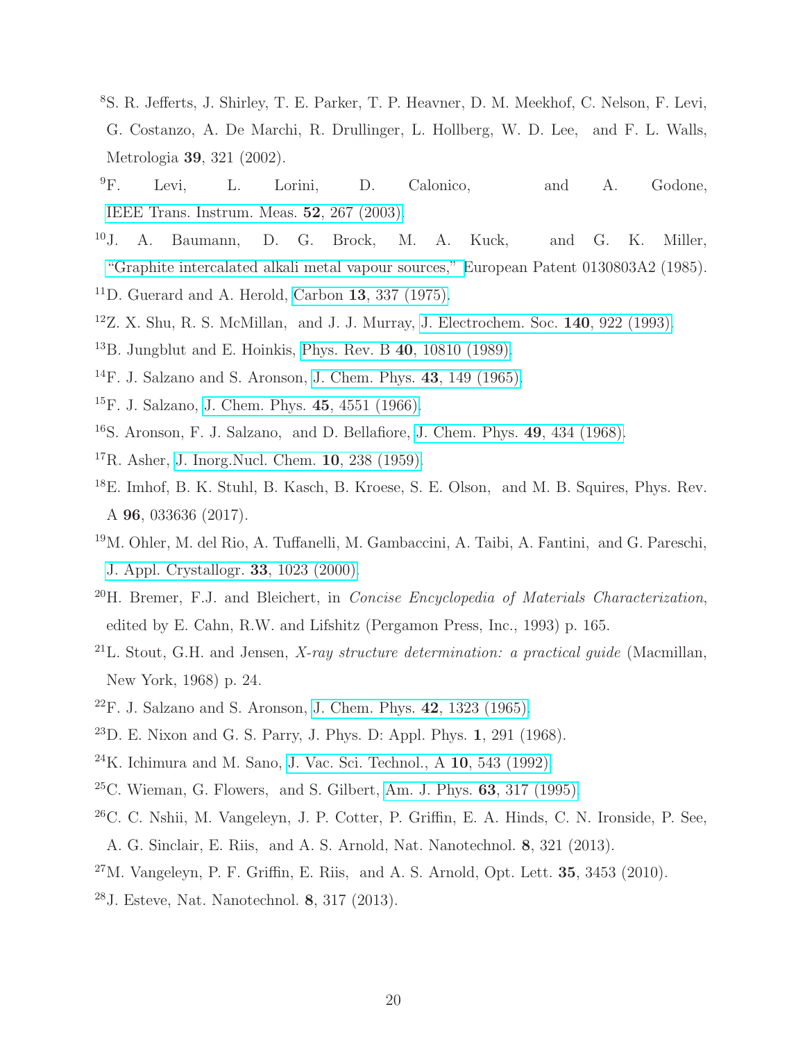[8] S. R. Jefferts, J. Shirley, T. E. Parker, T. P. Heavner, D. M. Meekhof, C. Nelson, F. Levi, G. Costanzo, A. De Marchi, R. Drullinger, L. Hollberg, W. D. Lee, and F. L. Walls, Metrologia **39**, 321 (2002).

[9] F. Levi, L. Lorini, D. Calonico, and A. Godone, IEEE Trans. Instrum. Meas. **52**, 267 (2003).

[10] J. A. Baumann, D. G. Brock, M. A. Kuck, and G. K. Miller, "Graphite intercalated alkali metal vapour sources," European Patent 0130803A2 (1985).

[11] D. Guerard and A. Herold, Carbon **13**, 337 (1975).

[12] Z. X. Shu, R. S. McMillan, and J. J. Murray, J. Electrochem. Soc. **140**, 922 (1993).

[13] B. Jungblut and E. Hoinkis, Phys. Rev. B **40**, 10810 (1989).

[14] F. J. Salzano and S. Aronson, J. Chem. Phys. **43**, 149 (1965).

[15] F. J. Salzano, J. Chem. Phys. **45**, 4551 (1966).

[16] S. Aronson, F. J. Salzano, and D. Bellafiore, J. Chem. Phys. **49**, 434 (1968).

[17] R. Asher, J. Inorg.Nucl. Chem. **10**, 238 (1959).

[18] E. Imhof, B. K. Stuhl, B. Kasch, B. Kroese, S. E. Olson, and M. B. Squires, Phys. Rev. A **96**, 033636 (2017).

[19] M. Ohler, M. del Rio, A. Tuffanelli, M. Gambaccini, A. Taibi, A. Fantini, and G. Pareschi, J. Appl. Crystallogr. **33**, 1023 (2000).

[20] H. Bremer, F.J. and Bleichert, in *Concise Encyclopedia of Materials Characterization*, edited by E. Cahn, R.W. and Lifshitz (Pergamon Press, Inc., 1993) p. 165.

[21] L. Stout, G.H. and Jensen, *X-ray structure determination: a practical guide* (Macmillan, New York, 1968) p. 24.

[22] F. J. Salzano and S. Aronson, J. Chem. Phys. **42**, 1323 (1965).

[23] D. E. Nixon and G. S. Parry, J. Phys. D: Appl. Phys. **1**, 291 (1968).

[24] K. Ichimura and M. Sano, J. Vac. Sci. Technol., A **10**, 543 (1992).

[25] C. Wieman, G. Flowers, and S. Gilbert, Am. J. Phys. **63**, 317 (1995).

[26] C. C. Nshii, M. Vangeleyn, J. P. Cotter, P. Griffin, E. A. Hinds, C. N. Ironside, P. See, A. G. Sinclair, E. Riis, and A. S. Arnold, Nat. Nanotechnol. **8**, 321 (2013).

[27] M. Vangeleyn, P. F. Griffin, E. Riis, and A. S. Arnold, Opt. Lett. **35**, 3453 (2010).

[28] J. Esteve, Nat. Nanotechnol. **8**, 317 (2013).